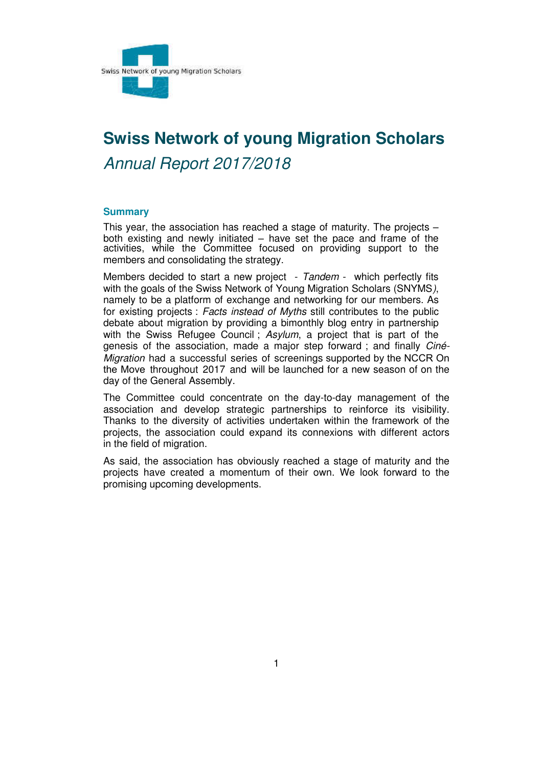Swiss Network of young Migration Scholars

# Swiss Network of young Migration Scholars

*Annual Report 2017/2018*

## Summary

This year, the association has reached a stage of maturity. The projects – both existing and newly initiated – have set the pace and frame of the activities, while the Committee focused on providing support to the members and consolidating the strategy.

Members decided to start a new project - *Tandem* - which perfectly fits with the goals of the Swiss Network of Young Migration Scholars (SNYMS*)*, namely to be a platform of exchange and networking for our members. As for existing projects : *Facts instead of Myths* still contributes to the public debate about migration by providing a bimonthly blog entry in partnership with the Swiss Refugee Council ; *Asylum*, a project that is part of the genesis of the association, made a major step forward ; and finally *Ciné-Migration* had a successful series of screenings supported by the NCCR On the Move throughout 2017 and will be launched for a new season of on the day of the General Assembly.

The Committee could concentrate on the day-to-day management of the association and develop strategic partnerships to reinforce its visibility. Thanks to the diversity of activities undertaken within the framework of the projects, the association could expand its connexions with different actors in the field of migration.

As said, the association has obviously reached a stage of maturity and the projects have created a momentum of their own. We look forward to the promising upcoming developments.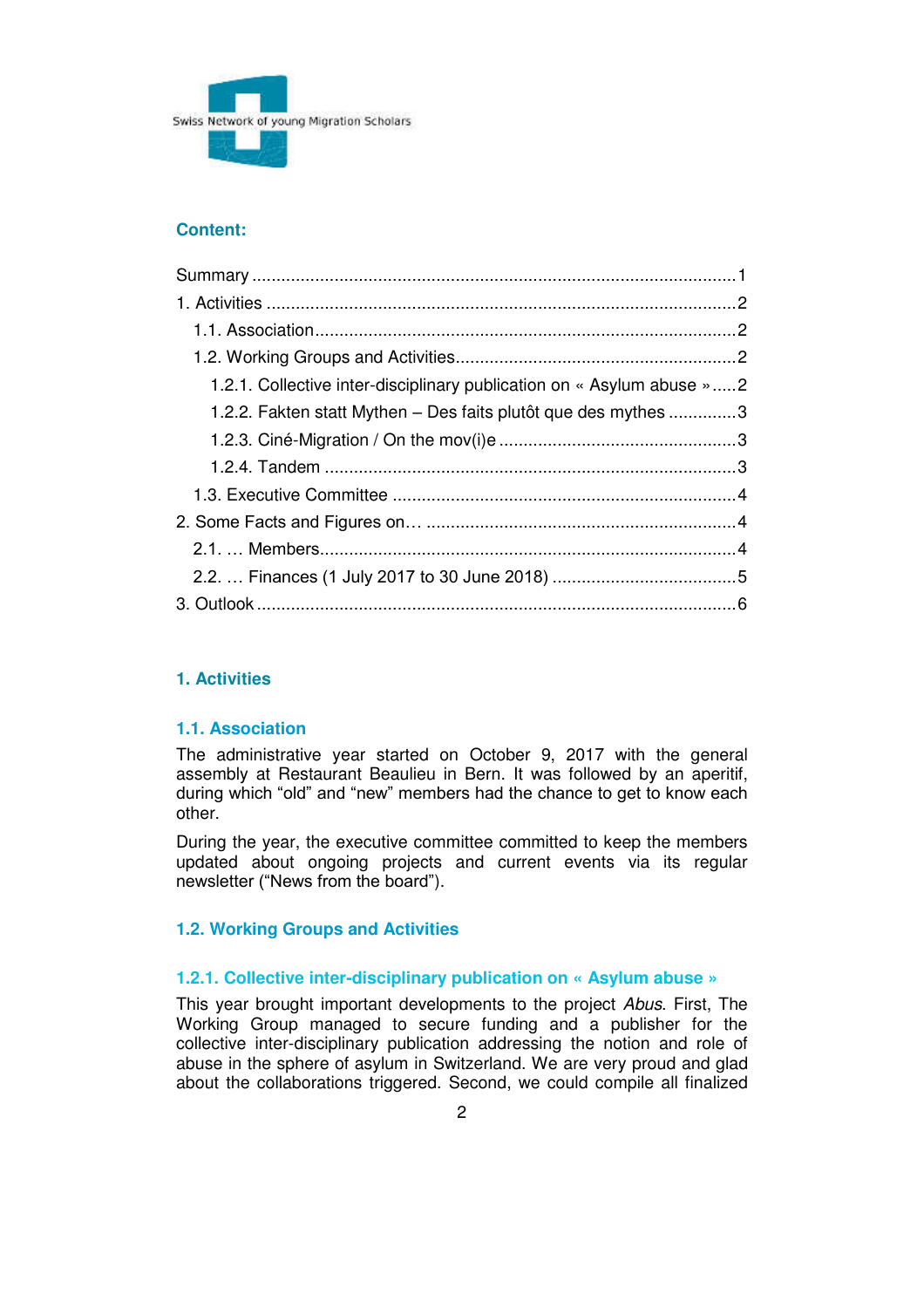Swiss Network of young Migration Scholars

## Content:

Summary .....1
1. Activities .....2
   1.1. Association .....2
   1.2. Working Groups and Activities .....2
      1.2.1. Collective inter-disciplinary publication on « Asylum abuse » .....2
      1.2.2. Fakten statt Mythen – Des faits plutôt que des mythes .....3
      1.2.3. Ciné-Migration / On the mov(i)e .....3
      1.2.4. Tandem .....3
   1.3. Executive Committee .....4
2. Some Facts and Figures on… .....4
   2.1. … Members .....4
   2.2. … Finances (1 July 2017 to 30 June 2018) .....5
3. Outlook .....6

## 1. Activities

### 1.1. Association

The administrative year started on October 9, 2017 with the general assembly at Restaurant Beaulieu in Bern. It was followed by an aperitif, during which "old" and "new" members had the chance to get to know each other.

During the year, the executive committee committed to keep the members updated about ongoing projects and current events via its regular newsletter ("News from the board").

### 1.2. Working Groups and Activities

#### 1.2.1. Collective inter-disciplinary publication on « Asylum abuse »

This year brought important developments to the project *Abus*. First, The Working Group managed to secure funding and a publisher for the collective inter-disciplinary publication addressing the notion and role of abuse in the sphere of asylum in Switzerland. We are very proud and glad about the collaborations triggered. Second, we could compile all finalized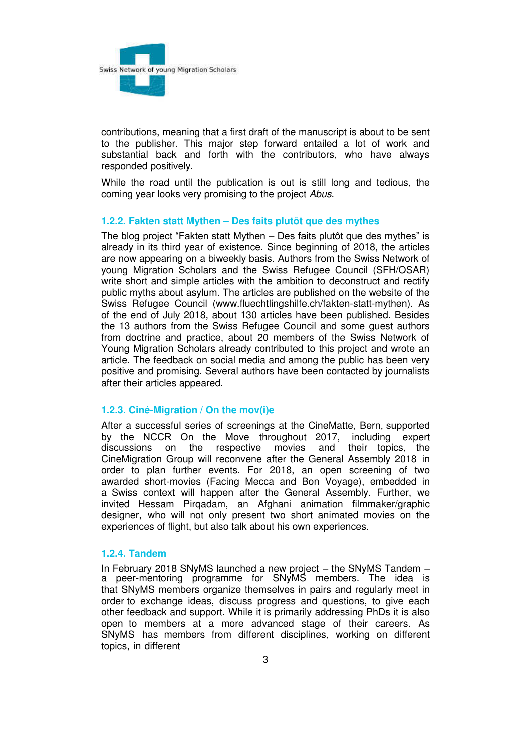contributions, meaning that a first draft of the manuscript is about to be sent to the publisher. This major step forward entailed a lot of work and substantial back and forth with the contributors, who have always responded positively.

While the road until the publication is out is still long and tedious, the coming year looks very promising to the project *Abus*.

### 1.2.2. Fakten statt Mythen – Des faits plutôt que des mythes

The blog project "Fakten statt Mythen – Des faits plutôt que des mythes" is already in its third year of existence. Since beginning of 2018, the articles are now appearing on a biweekly basis. Authors from the Swiss Network of young Migration Scholars and the Swiss Refugee Council (SFH/OSAR) write short and simple articles with the ambition to deconstruct and rectify public myths about asylum. The articles are published on the website of the Swiss Refugee Council (www.fluechtlingshilfe.ch/fakten-statt-mythen). As of the end of July 2018, about 130 articles have been published. Besides the 13 authors from the Swiss Refugee Council and some guest authors from doctrine and practice, about 20 members of the Swiss Network of Young Migration Scholars already contributed to this project and wrote an article. The feedback on social media and among the public has been very positive and promising. Several authors have been contacted by journalists after their articles appeared.

### 1.2.3. Ciné-Migration / On the mov(i)e

After a successful series of screenings at the CineMatte, Bern, supported by the NCCR On the Move throughout 2017, including expert discussions on the respective movies and their topics, the CineMigration Group will reconvene after the General Assembly 2018 in order to plan further events. For 2018, an open screening of two awarded short-movies (Facing Mecca and Bon Voyage), embedded in a Swiss context will happen after the General Assembly. Further, we invited Hessam Pirqadam, an Afghani animation filmmaker/graphic designer, who will not only present two short animated movies on the experiences of flight, but also talk about his own experiences.

### 1.2.4. Tandem

In February 2018 SNyMS launched a new project – the SNyMS Tandem – a peer-mentoring programme for SNyMS members. The idea is that SNyMS members organize themselves in pairs and regularly meet in order to exchange ideas, discuss progress and questions, to give each other feedback and support. While it is primarily addressing PhDs it is also open to members at a more advanced stage of their careers. As SNyMS has members from different disciplines, working on different topics, in different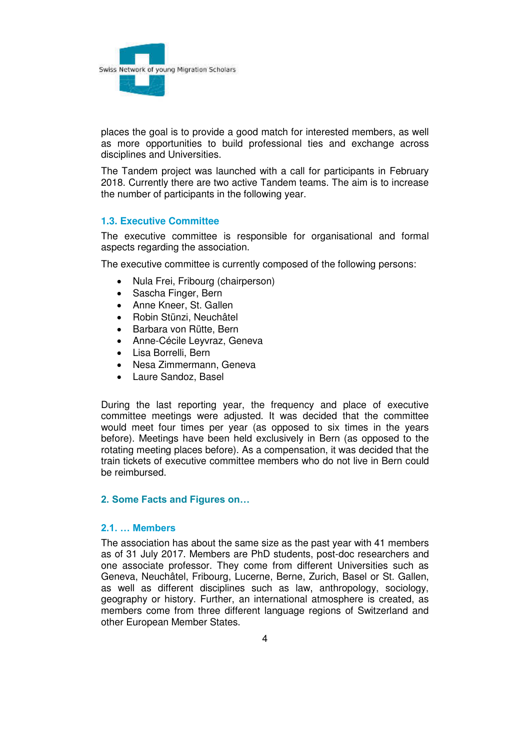places the goal is to provide a good match for interested members, as well as more opportunities to build professional ties and exchange across disciplines and Universities.

The Tandem project was launched with a call for participants in February 2018. Currently there are two active Tandem teams. The aim is to increase the number of participants in the following year.

### 1.3. Executive Committee

The executive committee is responsible for organisational and formal aspects regarding the association.

The executive committee is currently composed of the following persons:

- Nula Frei, Fribourg (chairperson)
- Sascha Finger, Bern
- Anne Kneer, St. Gallen
- Robin Stünzi, Neuchâtel
- Barbara von Rütte, Bern
- Anne-Cécile Leyvraz, Geneva
- Lisa Borrelli, Bern
- Nesa Zimmermann, Geneva
- Laure Sandoz, Basel

During the last reporting year, the frequency and place of executive committee meetings were adjusted. It was decided that the committee would meet four times per year (as opposed to six times in the years before). Meetings have been held exclusively in Bern (as opposed to the rotating meeting places before). As a compensation, it was decided that the train tickets of executive committee members who do not live in Bern could be reimbursed.

## 2. Some Facts and Figures on…

### 2.1. … Members

The association has about the same size as the past year with 41 members as of 31 July 2017. Members are PhD students, post-doc researchers and one associate professor. They come from different Universities such as Geneva, Neuchâtel, Fribourg, Lucerne, Berne, Zurich, Basel or St. Gallen, as well as different disciplines such as law, anthropology, sociology, geography or history. Further, an international atmosphere is created, as members come from three different language regions of Switzerland and other European Member States.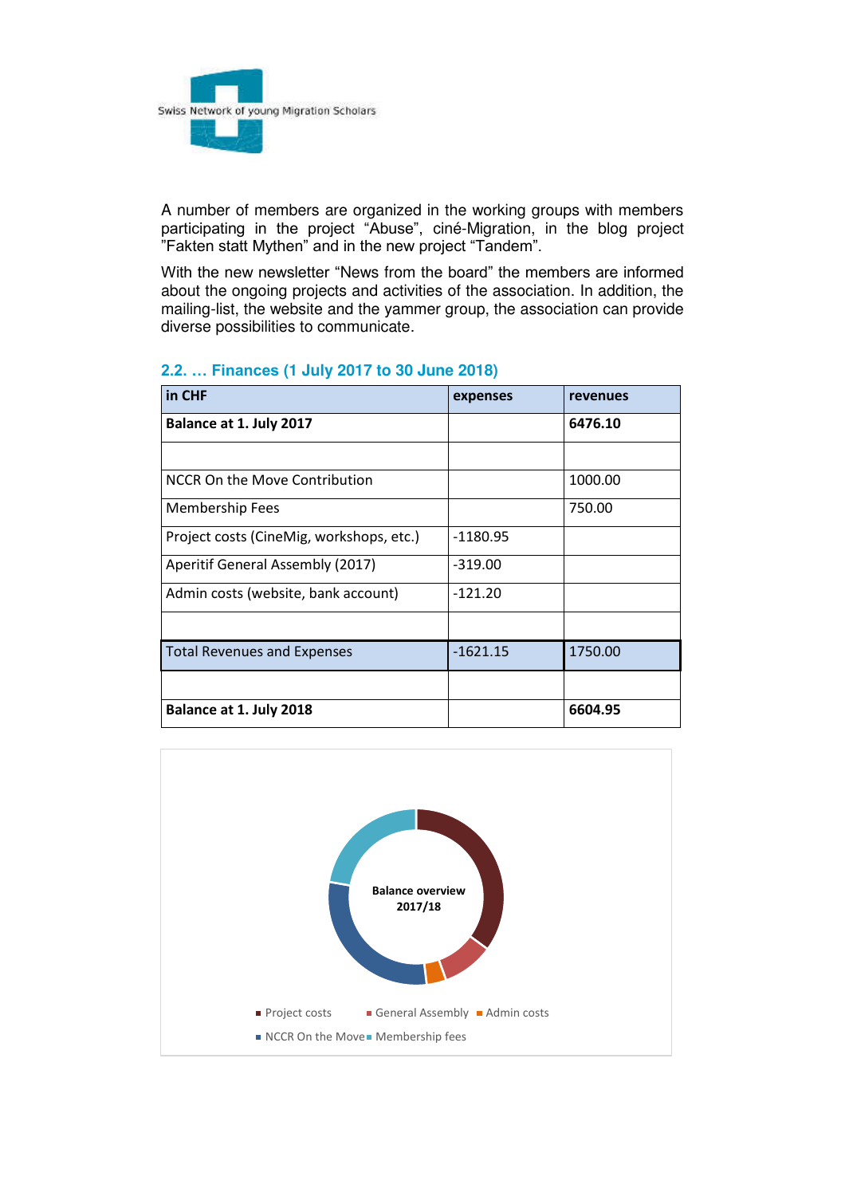A number of members are organized in the working groups with members participating in the project "Abuse", ciné-Migration, in the blog project "Fakten statt Mythen" and in the new project "Tandem".

With the new newsletter "News from the board" the members are informed about the ongoing projects and activities of the association. In addition, the mailing-list, the website and the yammer group, the association can provide diverse possibilities to communicate.

## 2.2. … Finances (1 July 2017 to 30 June 2018)

| in CHF | expenses | revenues |
|---|---|---|
| **Balance at 1. July 2017** | | **6476.10** |
| | | |
| NCCR On the Move Contribution | | 1000.00 |
| Membership Fees | | 750.00 |
| Project costs (CineMig, workshops, etc.) | -1180.95 | |
| Aperitif General Assembly (2017) | -319.00 | |
| Admin costs (website, bank account) | -121.20 | |
| | | |
| Total Revenues and Expenses | -1621.15 | 1750.00 |
| | | |
| **Balance at 1. July 2018** | | **6604.95** |

**Balance overview 2017/18**

Project costs, General Assembly, Admin costs, NCCR On the Move, Membership fees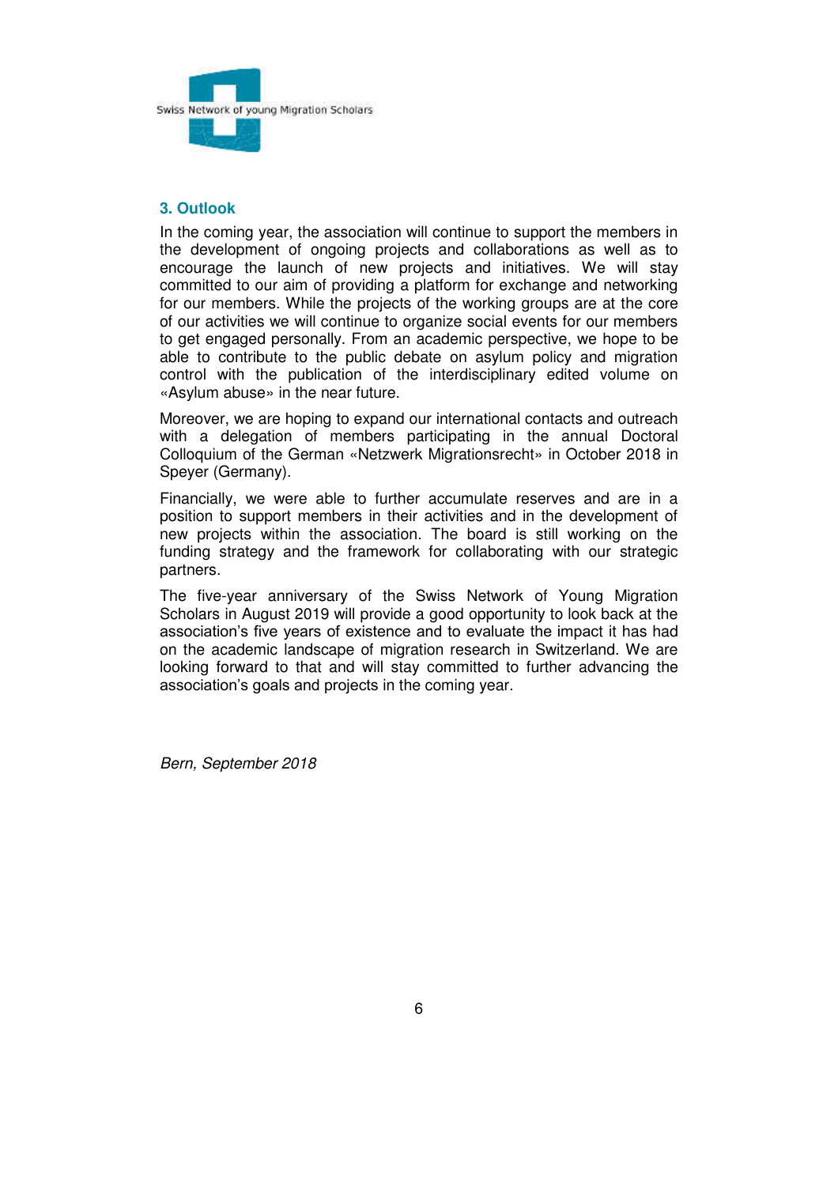## 3. Outlook

In the coming year, the association will continue to support the members in the development of ongoing projects and collaborations as well as to encourage the launch of new projects and initiatives. We will stay committed to our aim of providing a platform for exchange and networking for our members. While the projects of the working groups are at the core of our activities we will continue to organize social events for our members to get engaged personally. From an academic perspective, we hope to be able to contribute to the public debate on asylum policy and migration control with the publication of the interdisciplinary edited volume on «Asylum abuse» in the near future.

Moreover, we are hoping to expand our international contacts and outreach with a delegation of members participating in the annual Doctoral Colloquium of the German «Netzwerk Migrationsrecht» in October 2018 in Speyer (Germany).

Financially, we were able to further accumulate reserves and are in a position to support members in their activities and in the development of new projects within the association. The board is still working on the funding strategy and the framework for collaborating with our strategic partners.

The five-year anniversary of the Swiss Network of Young Migration Scholars in August 2019 will provide a good opportunity to look back at the association's five years of existence and to evaluate the impact it has had on the academic landscape of migration research in Switzerland. We are looking forward to that and will stay committed to further advancing the association's goals and projects in the coming year.

*Bern, September 2018*